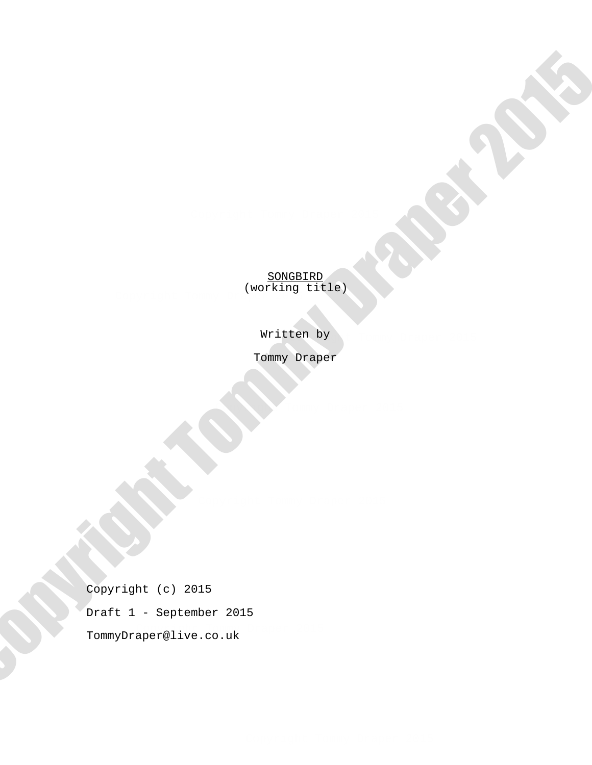<u>SONGBIRD</u>
(working title)

Written by

Tommy Draper

Copyright (c) 2015

Draft 1 - September 2015

TommyDraper@live.co.uk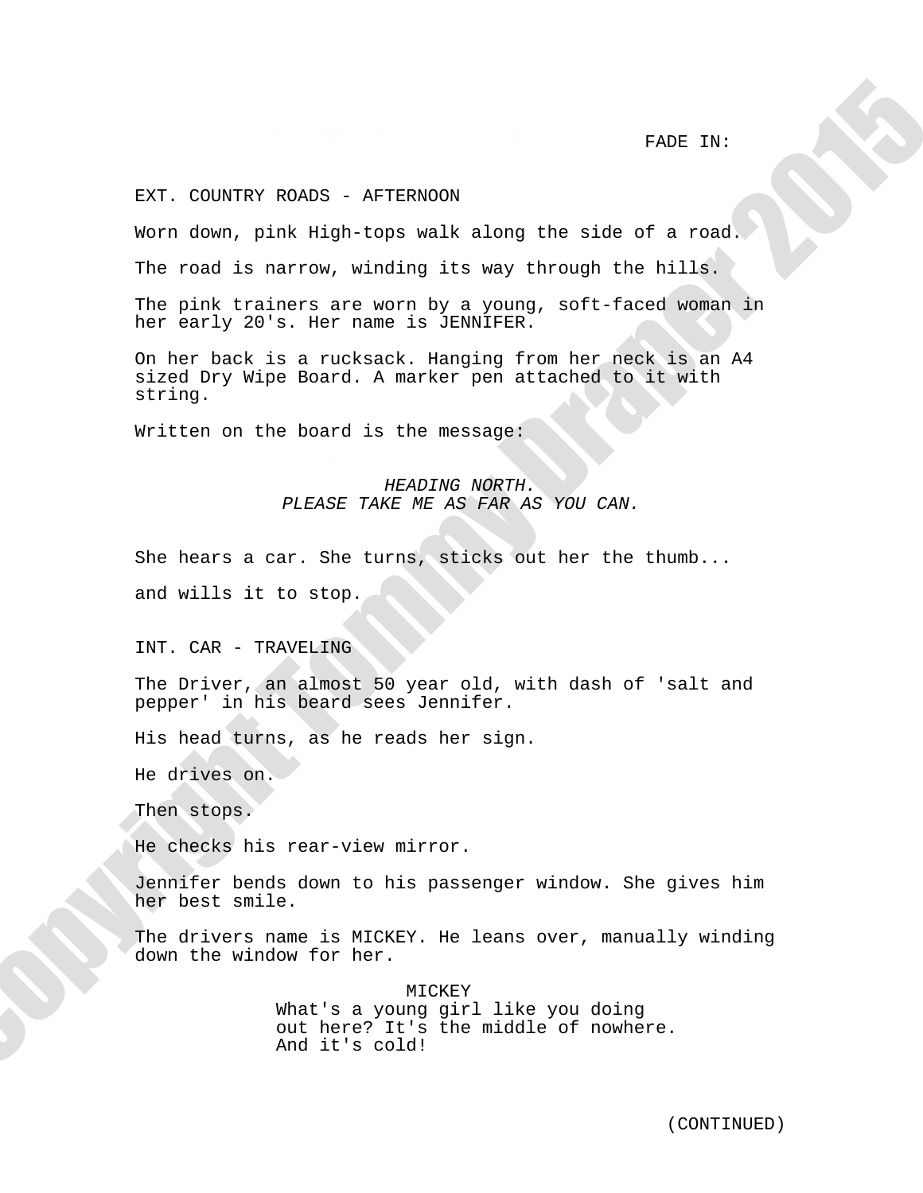FADE IN:

EXT. COUNTRY ROADS - AFTERNOON

Worn down, pink High-tops walk along the side of a road.

The road is narrow, winding its way through the hills.

The pink trainers are worn by a young, soft-faced woman in her early 20's. Her name is JENNIFER.

On her back is a rucksack. Hanging from her neck is an A4 sized Dry Wipe Board. A marker pen attached to it with string.

Written on the board is the message:

*HEADING NORTH.*
*PLEASE TAKE ME AS FAR AS YOU CAN.*

She hears a car. She turns, sticks out her the thumb...

and wills it to stop.

INT. CAR - TRAVELING

The Driver, an almost 50 year old, with dash of 'salt and pepper' in his beard sees Jennifer.

His head turns, as he reads her sign.

He drives on.

Then stops.

He checks his rear-view mirror.

Jennifer bends down to his passenger window. She gives him her best smile.

The drivers name is MICKEY. He leans over, manually winding down the window for her.

MICKEY
What's a young girl like you doing out here? It's the middle of nowhere. And it's cold!

(CONTINUED)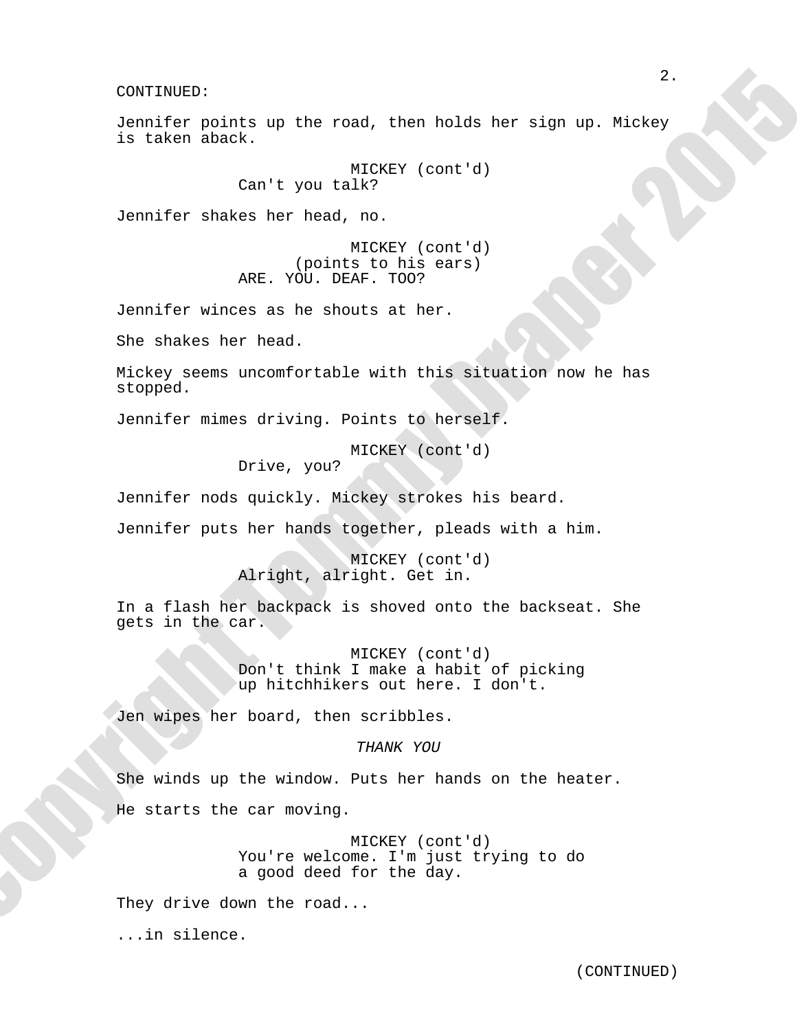CONTINUED:

Jennifer points up the road, then holds her sign up. Mickey is taken aback.

MICKEY (cont'd)
Can't you talk?

Jennifer shakes her head, no.

MICKEY (cont'd)
(points to his ears)
ARE. YOU. DEAF. TOO?

Jennifer winces as he shouts at her.

She shakes her head.

Mickey seems uncomfortable with this situation now he has stopped.

Jennifer mimes driving. Points to herself.

MICKEY (cont'd)
Drive, you?

Jennifer nods quickly. Mickey strokes his beard.

Jennifer puts her hands together, pleads with a him.

MICKEY (cont'd)
Alright, alright. Get in.

In a flash her backpack is shoved onto the backseat. She gets in the car.

MICKEY (cont'd)
Don't think I make a habit of picking up hitchhikers out here. I don't.

Jen wipes her board, then scribbles.

*THANK YOU*

She winds up the window. Puts her hands on the heater.

He starts the car moving.

MICKEY (cont'd)
You're welcome. I'm just trying to do a good deed for the day.

They drive down the road...

...in silence.

(CONTINUED)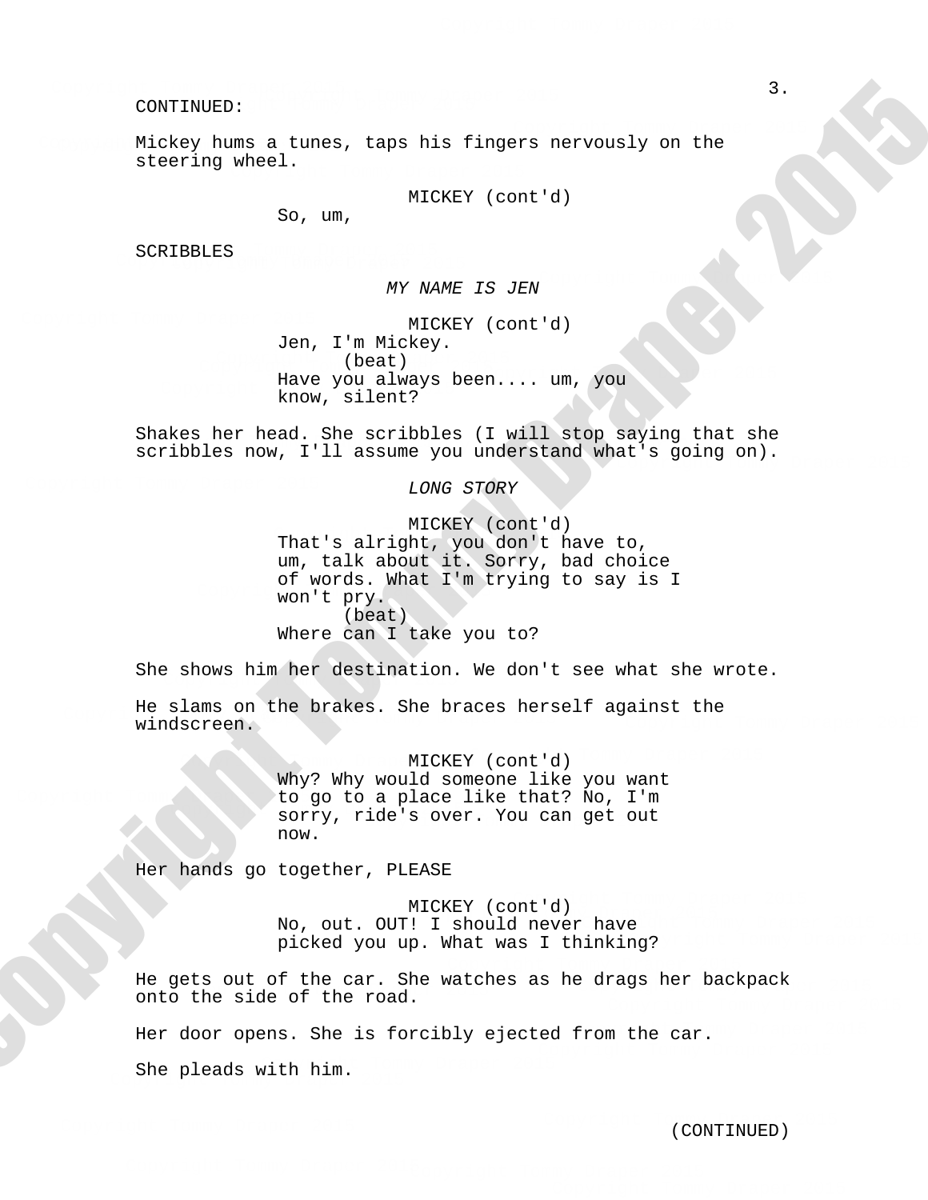CONTINUED:

Mickey hums a tunes, taps his fingers nervously on the steering wheel.

MICKEY (cont'd)
So, um,

SCRIBBLES

*MY NAME IS JEN*

MICKEY (cont'd)
Jen, I'm Mickey.
(beat)
Have you always been.... um, you know, silent?

Shakes her head. She scribbles (I will stop saying that she scribbles now, I'll assume you understand what's going on).

*LONG STORY*

MICKEY (cont'd)
That's alright, you don't have to, um, talk about it. Sorry, bad choice of words. What I'm trying to say is I won't pry.
(beat)
Where can I take you to?

She shows him her destination. We don't see what she wrote.

He slams on the brakes. She braces herself against the windscreen.

MICKEY (cont'd)
Why? Why would someone like you want to go to a place like that? No, I'm sorry, ride's over. You can get out now.

Her hands go together, PLEASE

MICKEY (cont'd)
No, out. OUT! I should never have picked you up. What was I thinking?

He gets out of the car. She watches as he drags her backpack onto the side of the road.

Her door opens. She is forcibly ejected from the car.

She pleads with him.

(CONTINUED)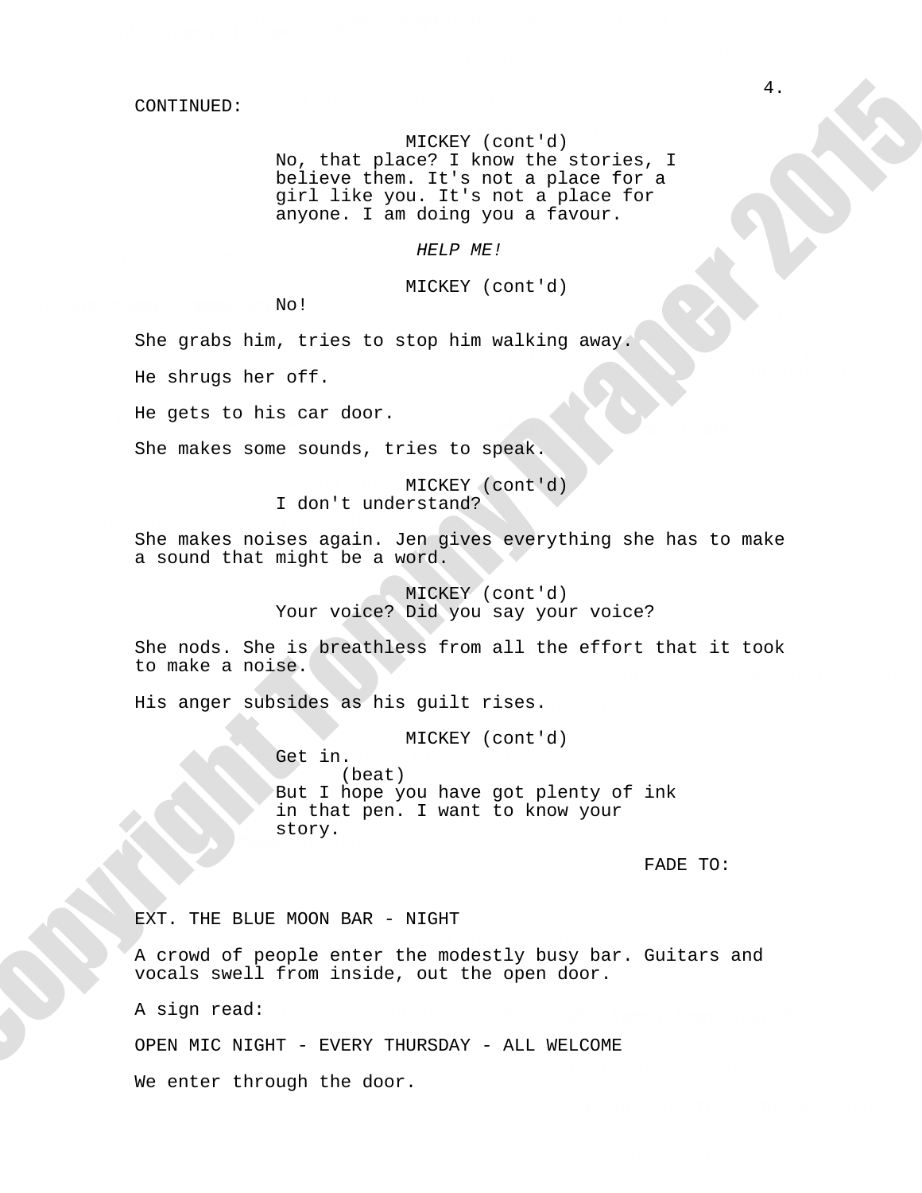CONTINUED:

MICKEY (cont'd)
No, that place? I know the stories, I believe them. It's not a place for a girl like you. It's not a place for anyone. I am doing you a favour.

*HELP ME!*

MICKEY (cont'd)
No!

She grabs him, tries to stop him walking away.

He shrugs her off.

He gets to his car door.

She makes some sounds, tries to speak.

MICKEY (cont'd)
I don't understand?

She makes noises again. Jen gives everything she has to make a sound that might be a word.

MICKEY (cont'd)
Your voice? Did you say your voice?

She nods. She is breathless from all the effort that it took to make a noise.

His anger subsides as his guilt rises.

MICKEY (cont'd)
Get in.
(beat)
But I hope you have got plenty of ink in that pen. I want to know your story.

FADE TO:

EXT. THE BLUE MOON BAR - NIGHT

A crowd of people enter the modestly busy bar. Guitars and vocals swell from inside, out the open door.

A sign read:

OPEN MIC NIGHT - EVERY THURSDAY - ALL WELCOME

We enter through the door.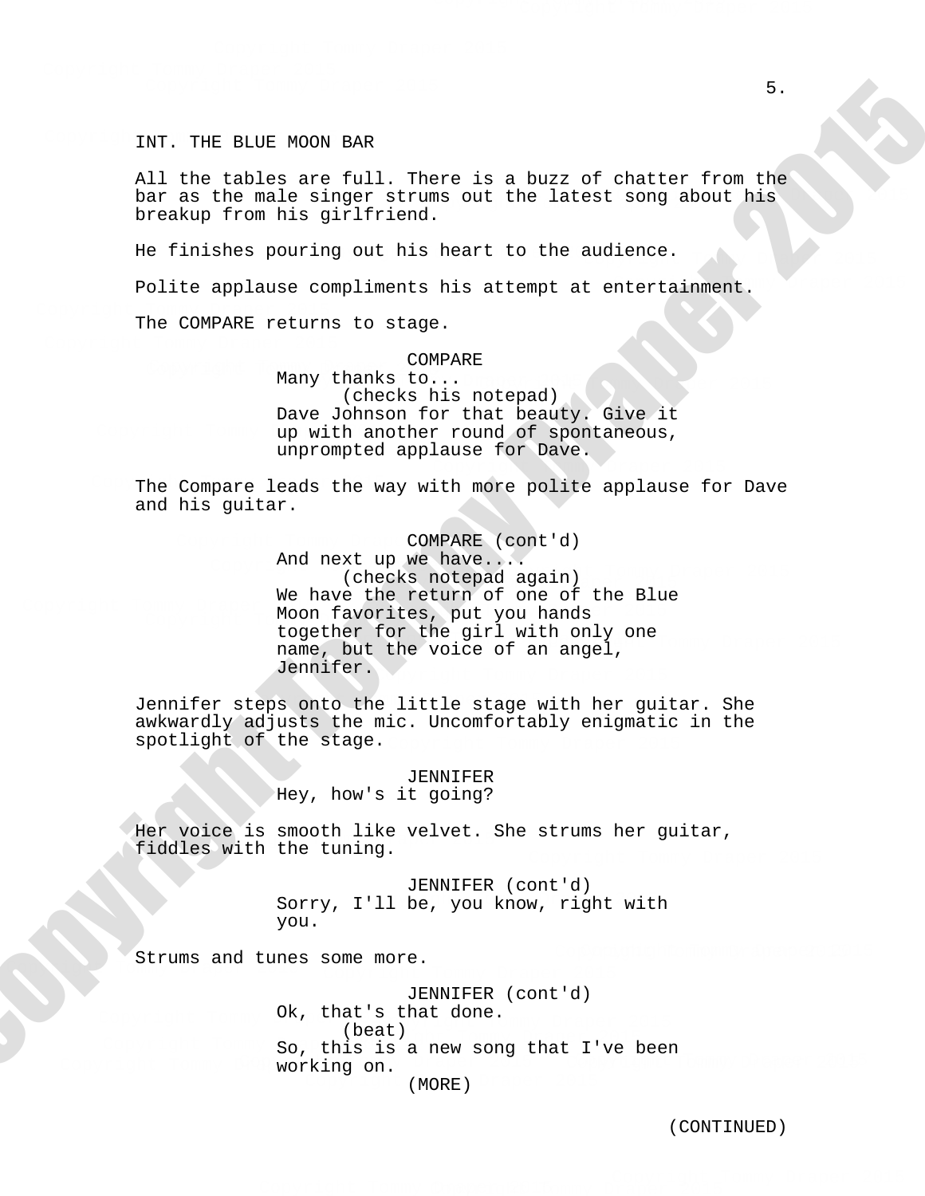INT. THE BLUE MOON BAR

All the tables are full. There is a buzz of chatter from the bar as the male singer strums out the latest song about his breakup from his girlfriend.

He finishes pouring out his heart to the audience.

Polite applause compliments his attempt at entertainment.

The COMPARE returns to stage.

COMPARE
Many thanks to...
(checks his notepad)
Dave Johnson for that beauty. Give it up with another round of spontaneous, unprompted applause for Dave.

The Compare leads the way with more polite applause for Dave and his guitar.

COMPARE (cont'd)
And next up we have....
(checks notepad again)
We have the return of one of the Blue Moon favorites, put you hands together for the girl with only one name, but the voice of an angel, Jennifer.

Jennifer steps onto the little stage with her guitar. She awkwardly adjusts the mic. Uncomfortably enigmatic in the spotlight of the stage.

JENNIFER
Hey, how's it going?

Her voice is smooth like velvet. She strums her guitar, fiddles with the tuning.

JENNIFER (cont'd)
Sorry, I'll be, you know, right with you.

Strums and tunes some more.

JENNIFER (cont'd)
Ok, that's that done.
(beat)
So, this is a new song that I've been working on.
(MORE)

(CONTINUED)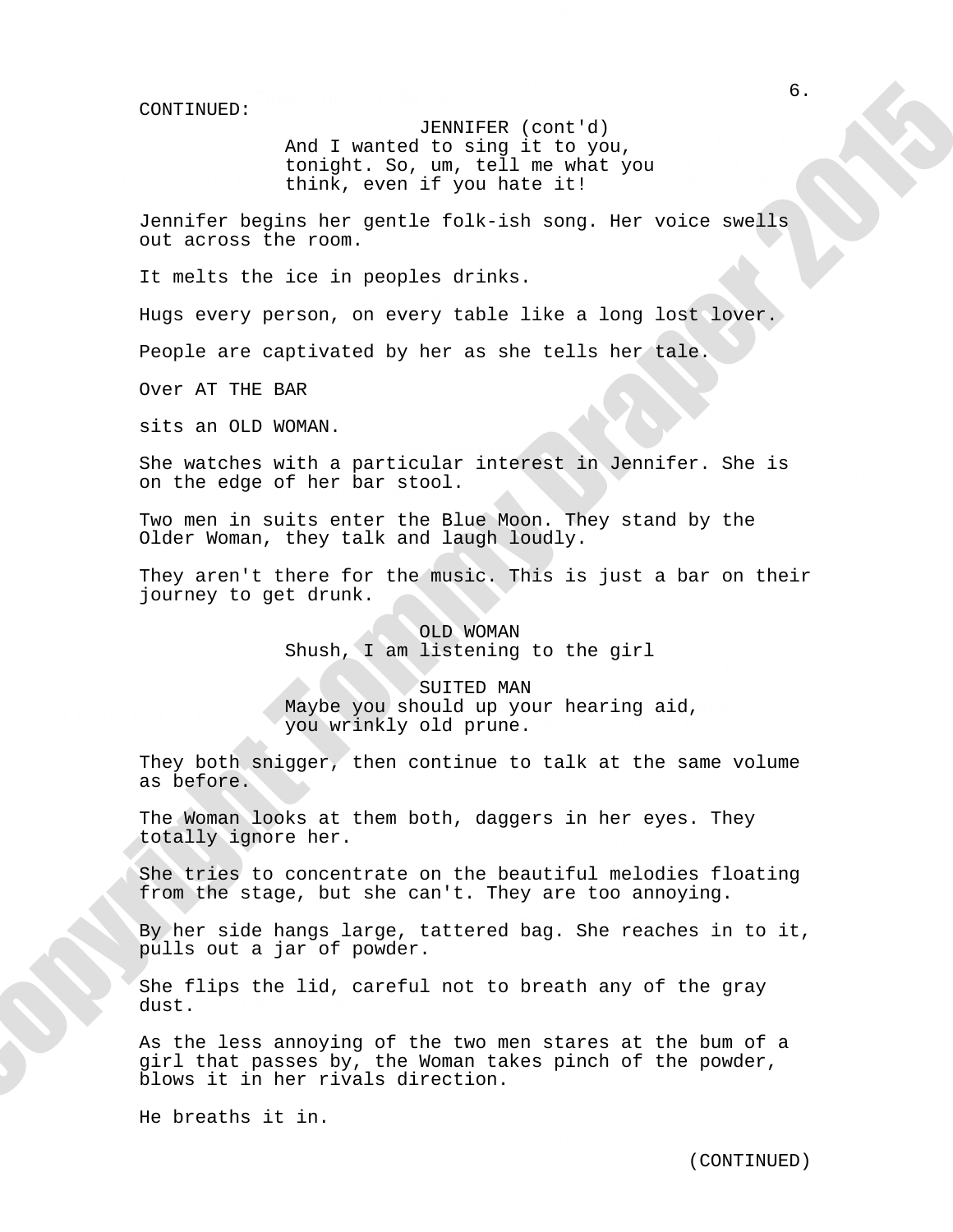CONTINUED:

JENNIFER (cont'd)
And I wanted to sing it to you, tonight. So, um, tell me what you think, even if you hate it!

Jennifer begins her gentle folk-ish song. Her voice swells out across the room.

It melts the ice in peoples drinks.

Hugs every person, on every table like a long lost lover.

People are captivated by her as she tells her tale.

Over AT THE BAR

sits an OLD WOMAN.

She watches with a particular interest in Jennifer. She is on the edge of her bar stool.

Two men in suits enter the Blue Moon. They stand by the Older Woman, they talk and laugh loudly.

They aren't there for the music. This is just a bar on their journey to get drunk.

OLD WOMAN
Shush, I am listening to the girl

SUITED MAN
Maybe you should up your hearing aid, you wrinkly old prune.

They both snigger, then continue to talk at the same volume as before.

The Woman looks at them both, daggers in her eyes. They totally ignore her.

She tries to concentrate on the beautiful melodies floating from the stage, but she can't. They are too annoying.

By her side hangs large, tattered bag. She reaches in to it, pulls out a jar of powder.

She flips the lid, careful not to breath any of the gray dust.

As the less annoying of the two men stares at the bum of a girl that passes by, the Woman takes pinch of the powder, blows it in her rivals direction.

He breaths it in.

(CONTINUED)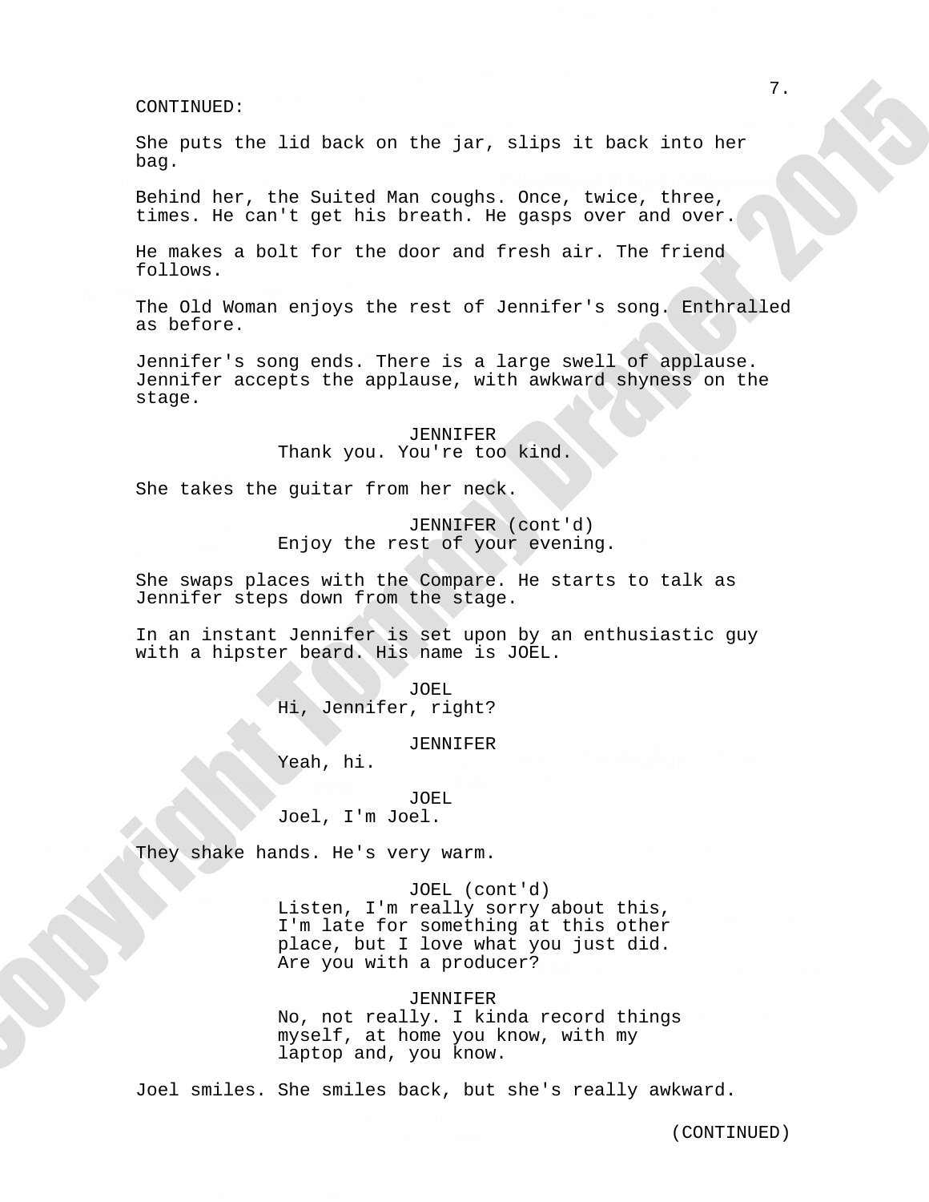CONTINUED:

She puts the lid back on the jar, slips it back into her bag.

Behind her, the Suited Man coughs. Once, twice, three, times. He can't get his breath. He gasps over and over.

He makes a bolt for the door and fresh air. The friend follows.

The Old Woman enjoys the rest of Jennifer's song. Enthralled as before.

Jennifer's song ends. There is a large swell of applause. Jennifer accepts the applause, with awkward shyness on the stage.

JENNIFER
Thank you. You're too kind.

She takes the guitar from her neck.

JENNIFER (cont'd)
Enjoy the rest of your evening.

She swaps places with the Compare. He starts to talk as Jennifer steps down from the stage.

In an instant Jennifer is set upon by an enthusiastic guy with a hipster beard. His name is JOEL.

JOEL
Hi, Jennifer, right?

JENNIFER
Yeah, hi.

JOEL
Joel, I'm Joel.

They shake hands. He's very warm.

JOEL (cont'd)
Listen, I'm really sorry about this, I'm late for something at this other place, but I love what you just did. Are you with a producer?

JENNIFER
No, not really. I kinda record things myself, at home you know, with my laptop and, you know.

Joel smiles. She smiles back, but she's really awkward.

(CONTINUED)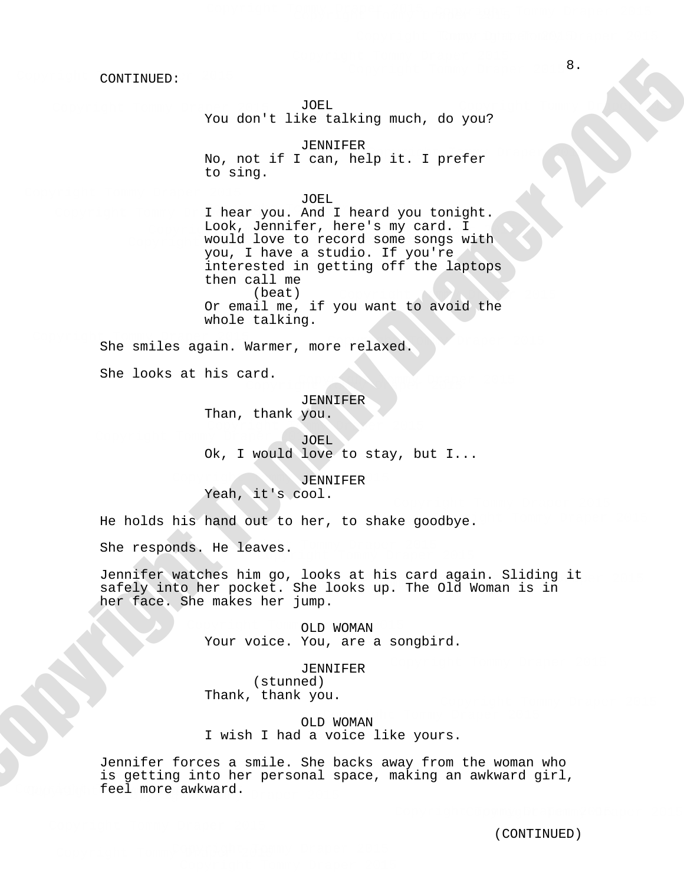CONTINUED:

JOEL
You don't like talking much, do you?

JENNIFER
No, not if I can, help it. I prefer to sing.

JOEL
I hear you. And I heard you tonight. Look, Jennifer, here's my card. I would love to record some songs with you, I have a studio. If you're interested in getting off the laptops then call me
(beat)
Or email me, if you want to avoid the whole talking.

She smiles again. Warmer, more relaxed.

She looks at his card.

JENNIFER
Than, thank you.

JOEL
Ok, I would love to stay, but I...

JENNIFER
Yeah, it's cool.

He holds his hand out to her, to shake goodbye.

She responds. He leaves.

Jennifer watches him go, looks at his card again. Sliding it safely into her pocket. She looks up. The Old Woman is in her face. She makes her jump.

OLD WOMAN
Your voice. You, are a songbird.

JENNIFER
(stunned)
Thank, thank you.

OLD WOMAN
I wish I had a voice like yours.

Jennifer forces a smile. She backs away from the woman who is getting into her personal space, making an awkward girl, feel more awkward.

(CONTINUED)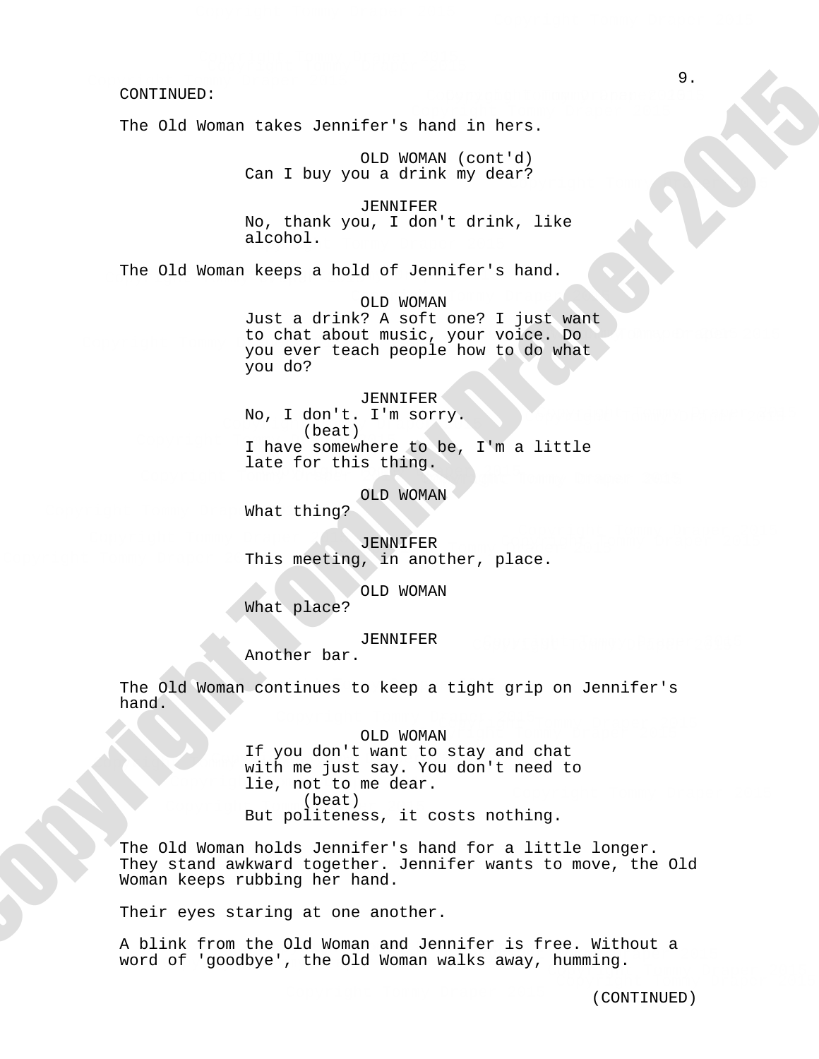CONTINUED:

The Old Woman takes Jennifer's hand in hers.

OLD WOMAN (cont'd)
Can I buy you a drink my dear?

JENNIFER
No, thank you, I don't drink, like alcohol.

The Old Woman keeps a hold of Jennifer's hand.

OLD WOMAN
Just a drink? A soft one? I just want to chat about music, your voice. Do you ever teach people how to do what you do?

JENNIFER
No, I don't. I'm sorry.
(beat)
I have somewhere to be, I'm a little late for this thing.

OLD WOMAN
What thing?

JENNIFER
This meeting, in another, place.

OLD WOMAN
What place?

JENNIFER
Another bar.

The Old Woman continues to keep a tight grip on Jennifer's hand.

OLD WOMAN
If you don't want to stay and chat with me just say. You don't need to lie, not to me dear.
(beat)
But politeness, it costs nothing.

The Old Woman holds Jennifer's hand for a little longer. They stand awkward together. Jennifer wants to move, the Old Woman keeps rubbing her hand.

Their eyes staring at one another.

A blink from the Old Woman and Jennifer is free. Without a word of 'goodbye', the Old Woman walks away, humming.

(CONTINUED)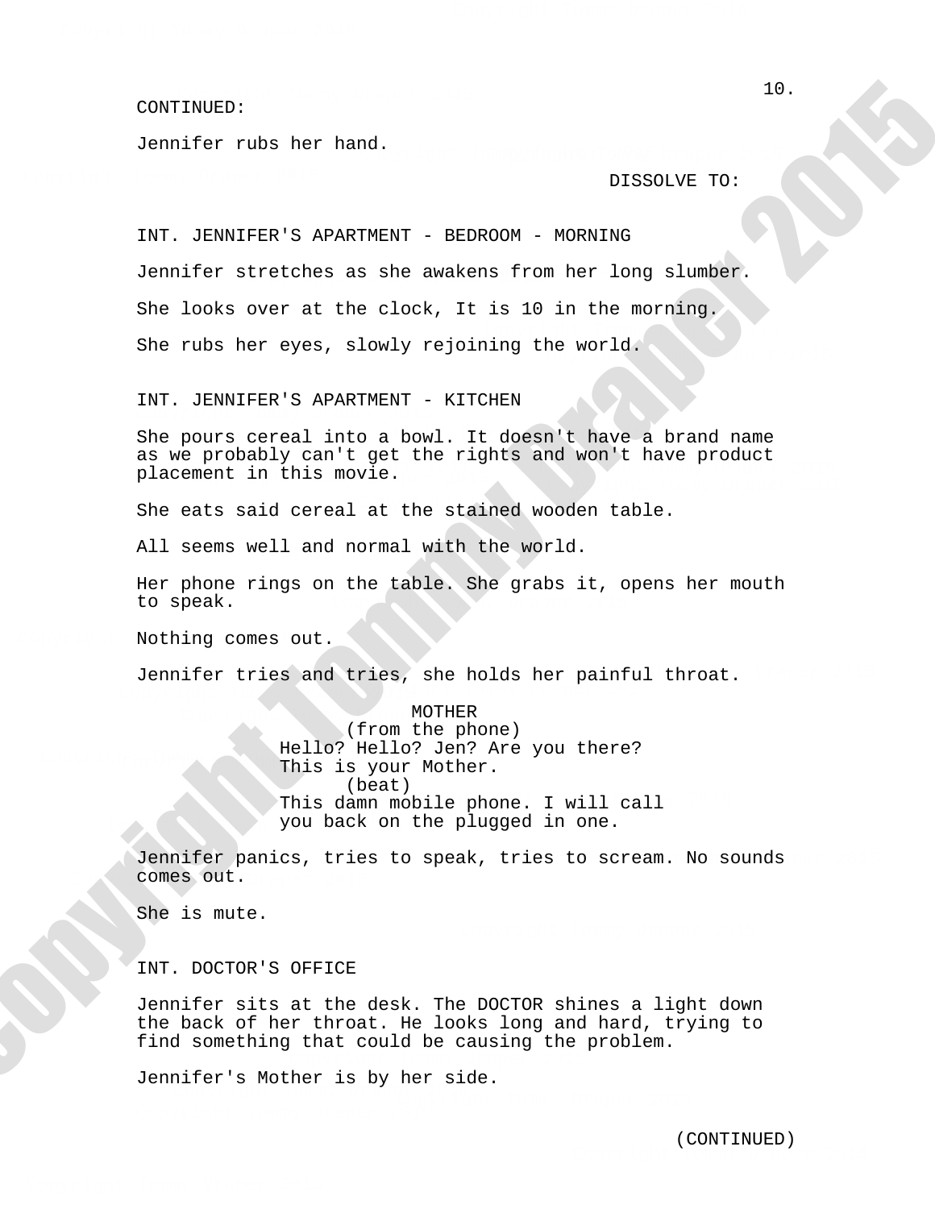CONTINUED:

Jennifer rubs her hand.

DISSOLVE TO:

INT. JENNIFER'S APARTMENT - BEDROOM - MORNING

Jennifer stretches as she awakens from her long slumber.

She looks over at the clock, It is 10 in the morning.

She rubs her eyes, slowly rejoining the world.

INT. JENNIFER'S APARTMENT - KITCHEN

She pours cereal into a bowl. It doesn't have a brand name as we probably can't get the rights and won't have product placement in this movie.

She eats said cereal at the stained wooden table.

All seems well and normal with the world.

Her phone rings on the table. She grabs it, opens her mouth to speak.

Nothing comes out.

Jennifer tries and tries, she holds her painful throat.

MOTHER
(from the phone)
Hello? Hello? Jen? Are you there? This is your Mother.
(beat)
This damn mobile phone. I will call you back on the plugged in one.

Jennifer panics, tries to speak, tries to scream. No sounds comes out.

She is mute.

INT. DOCTOR'S OFFICE

Jennifer sits at the desk. The DOCTOR shines a light down the back of her throat. He looks long and hard, trying to find something that could be causing the problem.

Jennifer's Mother is by her side.

(CONTINUED)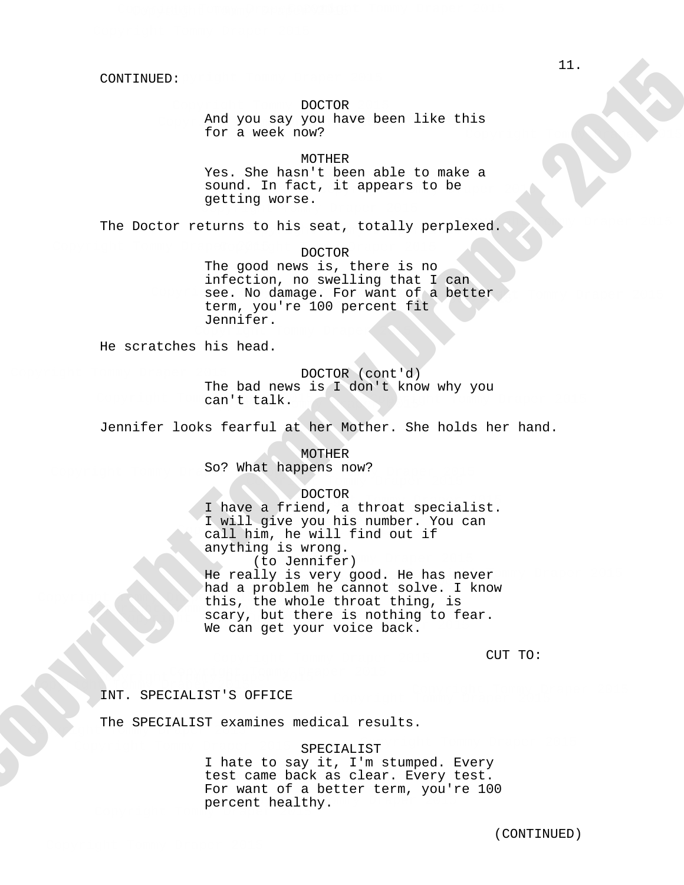CONTINUED:

DOCTOR
And you say you have been like this for a week now?

MOTHER
Yes. She hasn't been able to make a sound. In fact, it appears to be getting worse.

The Doctor returns to his seat, totally perplexed.

DOCTOR
The good news is, there is no infection, no swelling that I can see. No damage. For want of a better term, you're 100 percent fit Jennifer.

He scratches his head.

DOCTOR (cont'd)
The bad news is I don't know why you can't talk.

Jennifer looks fearful at her Mother. She holds her hand.

MOTHER
So? What happens now?

DOCTOR
I have a friend, a throat specialist. I will give you his number. You can call him, he will find out if anything is wrong.
(to Jennifer)
He really is very good. He has never had a problem he cannot solve. I know this, the whole throat thing, is scary, but there is nothing to fear. We can get your voice back.

CUT TO:

INT. SPECIALIST'S OFFICE

The SPECIALIST examines medical results.

SPECIALIST
I hate to say it, I'm stumped. Every test came back as clear. Every test. For want of a better term, you're 100 percent healthy.

(CONTINUED)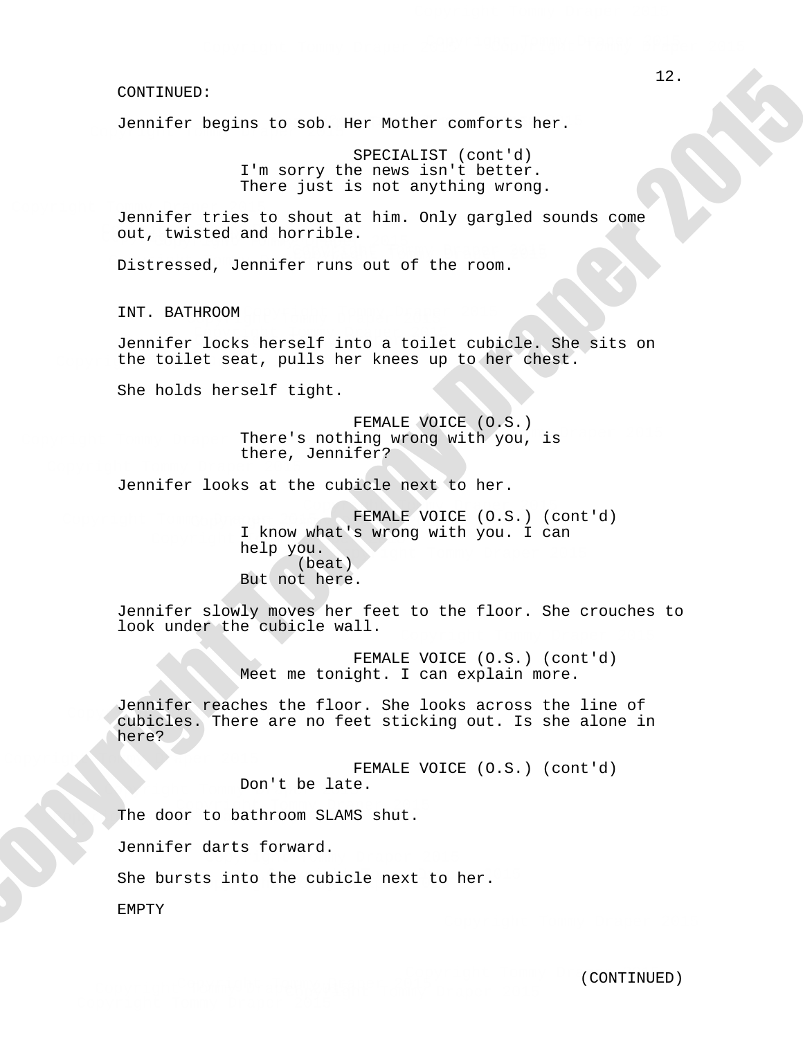CONTINUED:

Jennifer begins to sob. Her Mother comforts her.

SPECIALIST (cont'd)
I'm sorry the news isn't better.
There just is not anything wrong.

Jennifer tries to shout at him. Only gargled sounds come out, twisted and horrible.

Distressed, Jennifer runs out of the room.

INT. BATHROOM

Jennifer locks herself into a toilet cubicle. She sits on the toilet seat, pulls her knees up to her chest.

She holds herself tight.

FEMALE VOICE (O.S.)
There's nothing wrong with you, is there, Jennifer?

Jennifer looks at the cubicle next to her.

FEMALE VOICE (O.S.) (cont'd)
I know what's wrong with you. I can help you.
(beat)
But not here.

Jennifer slowly moves her feet to the floor. She crouches to look under the cubicle wall.

FEMALE VOICE (O.S.) (cont'd)
Meet me tonight. I can explain more.

Jennifer reaches the floor. She looks across the line of cubicles. There are no feet sticking out. Is she alone in here?

FEMALE VOICE (O.S.) (cont'd)
Don't be late.

The door to bathroom SLAMS shut.

Jennifer darts forward.

She bursts into the cubicle next to her.

EMPTY

(CONTINUED)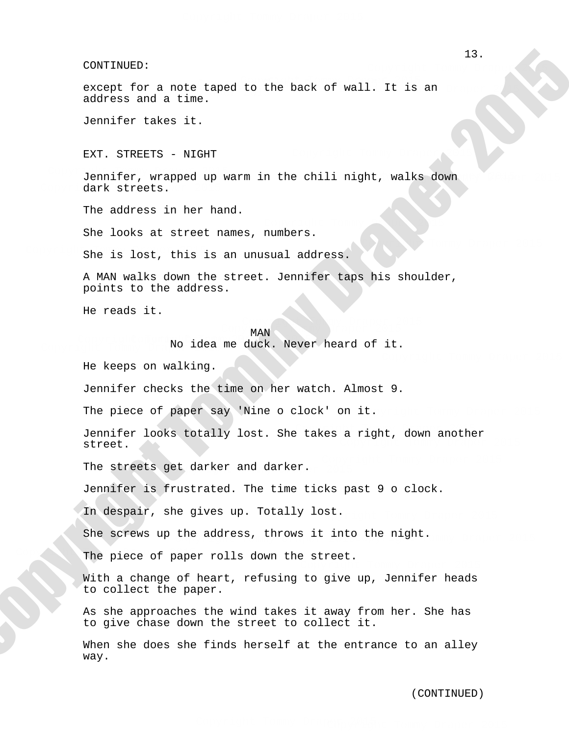CONTINUED:

except for a note taped to the back of wall. It is an address and a time.

Jennifer takes it.

EXT. STREETS - NIGHT

Jennifer, wrapped up warm in the chili night, walks down dark streets.

The address in her hand.

She looks at street names, numbers.

She is lost, this is an unusual address.

A MAN walks down the street. Jennifer taps his shoulder, points to the address.

He reads it.

MAN
No idea me duck. Never heard of it.

He keeps on walking.

Jennifer checks the time on her watch. Almost 9.

The piece of paper say 'Nine o clock' on it.

Jennifer looks totally lost. She takes a right, down another street.

The streets get darker and darker.

Jennifer is frustrated. The time ticks past 9 o clock.

In despair, she gives up. Totally lost.

She screws up the address, throws it into the night.

The piece of paper rolls down the street.

With a change of heart, refusing to give up, Jennifer heads to collect the paper.

As she approaches the wind takes it away from her. She has to give chase down the street to collect it.

When she does she finds herself at the entrance to an alley way.

(CONTINUED)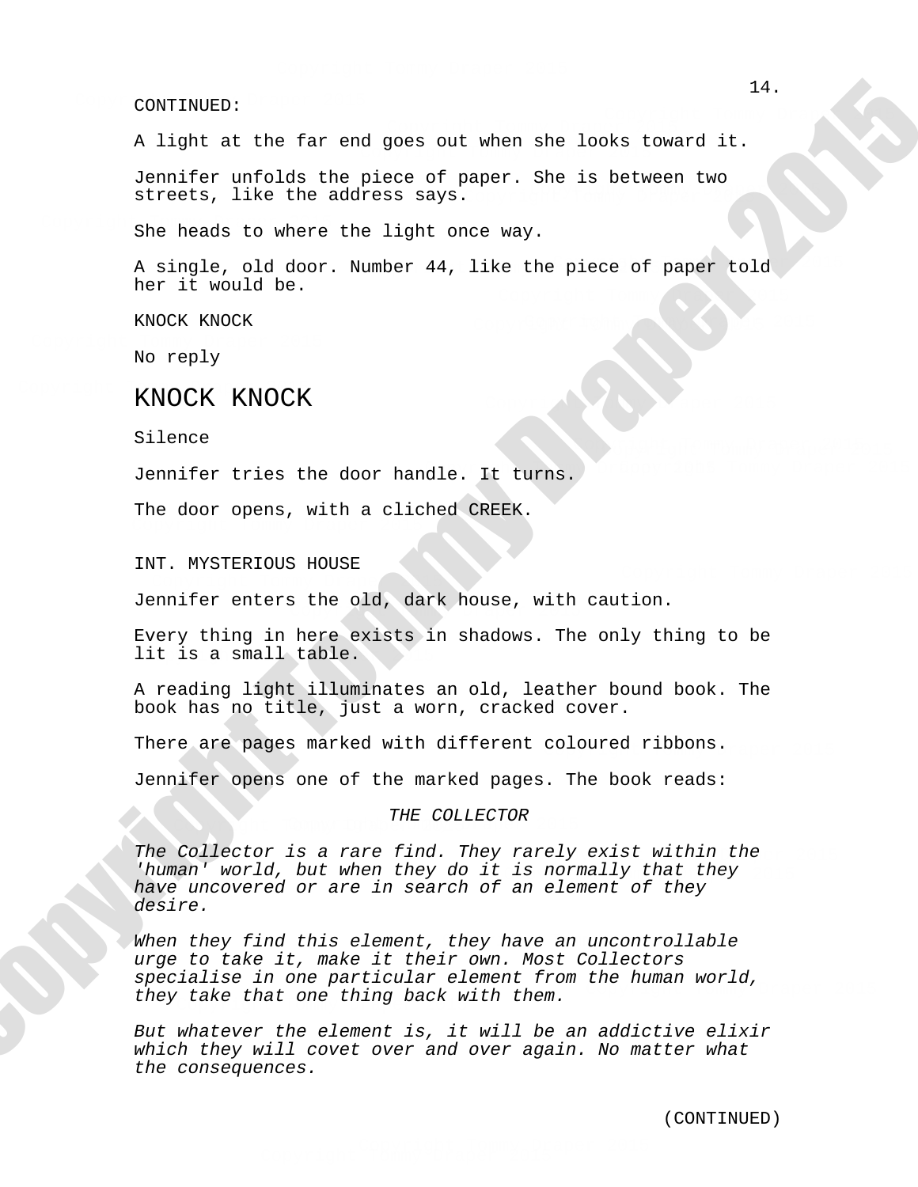CONTINUED:

A light at the far end goes out when she looks toward it.

Jennifer unfolds the piece of paper. She is between two streets, like the address says.

She heads to where the light once way.

A single, old door. Number 44, like the piece of paper told her it would be.

KNOCK KNOCK

No reply

## KNOCK KNOCK

Silence

Jennifer tries the door handle. It turns.

The door opens, with a cliched CREEK.

INT. MYSTERIOUS HOUSE

Jennifer enters the old, dark house, with caution.

Every thing in here exists in shadows. The only thing to be lit is a small table.

A reading light illuminates an old, leather bound book. The book has no title, just a worn, cracked cover.

There are pages marked with different coloured ribbons.

Jennifer opens one of the marked pages. The book reads:

*THE COLLECTOR*

*The Collector is a rare find. They rarely exist within the 'human' world, but when they do it is normally that they have uncovered or are in search of an element of they desire.*

*When they find this element, they have an uncontrollable urge to take it, make it their own. Most Collectors specialise in one particular element from the human world, they take that one thing back with them.*

*But whatever the element is, it will be an addictive elixir which they will covet over and over again. No matter what the consequences.*

(CONTINUED)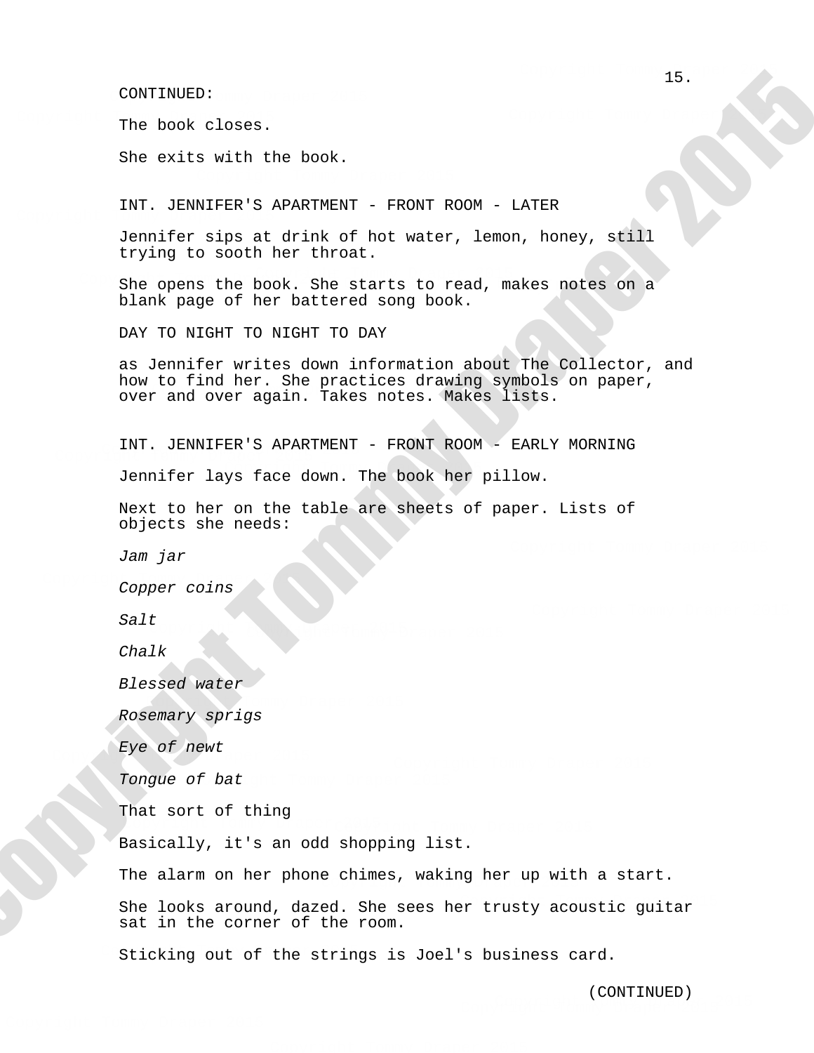CONTINUED:

The book closes.

She exits with the book.

INT. JENNIFER'S APARTMENT - FRONT ROOM - LATER

Jennifer sips at drink of hot water, lemon, honey, still trying to sooth her throat.

She opens the book. She starts to read, makes notes on a blank page of her battered song book.

DAY TO NIGHT TO NIGHT TO DAY

as Jennifer writes down information about The Collector, and how to find her. She practices drawing symbols on paper, over and over again. Takes notes. Makes lists.

INT. JENNIFER'S APARTMENT - FRONT ROOM - EARLY MORNING

Jennifer lays face down. The book her pillow.

Next to her on the table are sheets of paper. Lists of objects she needs:

*Jam jar*

*Copper coins*

*Salt*

*Chalk*

*Blessed water*

*Rosemary sprigs*

*Eye of newt*

*Tongue of bat*

That sort of thing

Basically, it's an odd shopping list.

The alarm on her phone chimes, waking her up with a start.

She looks around, dazed. She sees her trusty acoustic guitar sat in the corner of the room.

Sticking out of the strings is Joel's business card.

(CONTINUED)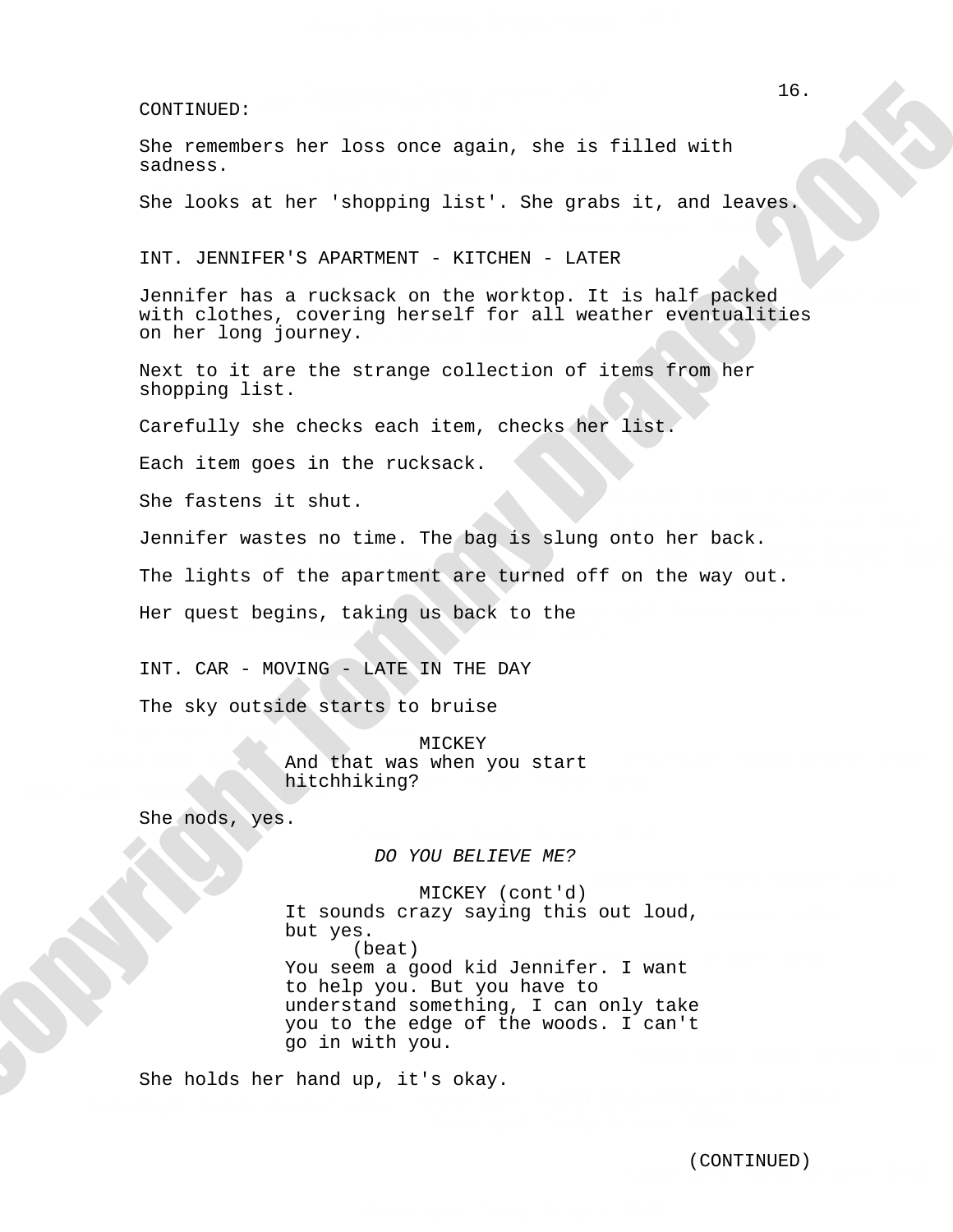CONTINUED:

She remembers her loss once again, she is filled with sadness.

She looks at her 'shopping list'. She grabs it, and leaves.

INT. JENNIFER'S APARTMENT - KITCHEN - LATER

Jennifer has a rucksack on the worktop. It is half packed with clothes, covering herself for all weather eventualities on her long journey.

Next to it are the strange collection of items from her shopping list.

Carefully she checks each item, checks her list.

Each item goes in the rucksack.

She fastens it shut.

Jennifer wastes no time. The bag is slung onto her back.

The lights of the apartment are turned off on the way out.

Her quest begins, taking us back to the

INT. CAR - MOVING - LATE IN THE DAY

The sky outside starts to bruise

MICKEY
And that was when you start hitchhiking?

She nods, yes.

*DO YOU BELIEVE ME?*

MICKEY (cont'd)
It sounds crazy saying this out loud, but yes.
(beat)
You seem a good kid Jennifer. I want to help you. But you have to understand something, I can only take you to the edge of the woods. I can't go in with you.

She holds her hand up, it's okay.

(CONTINUED)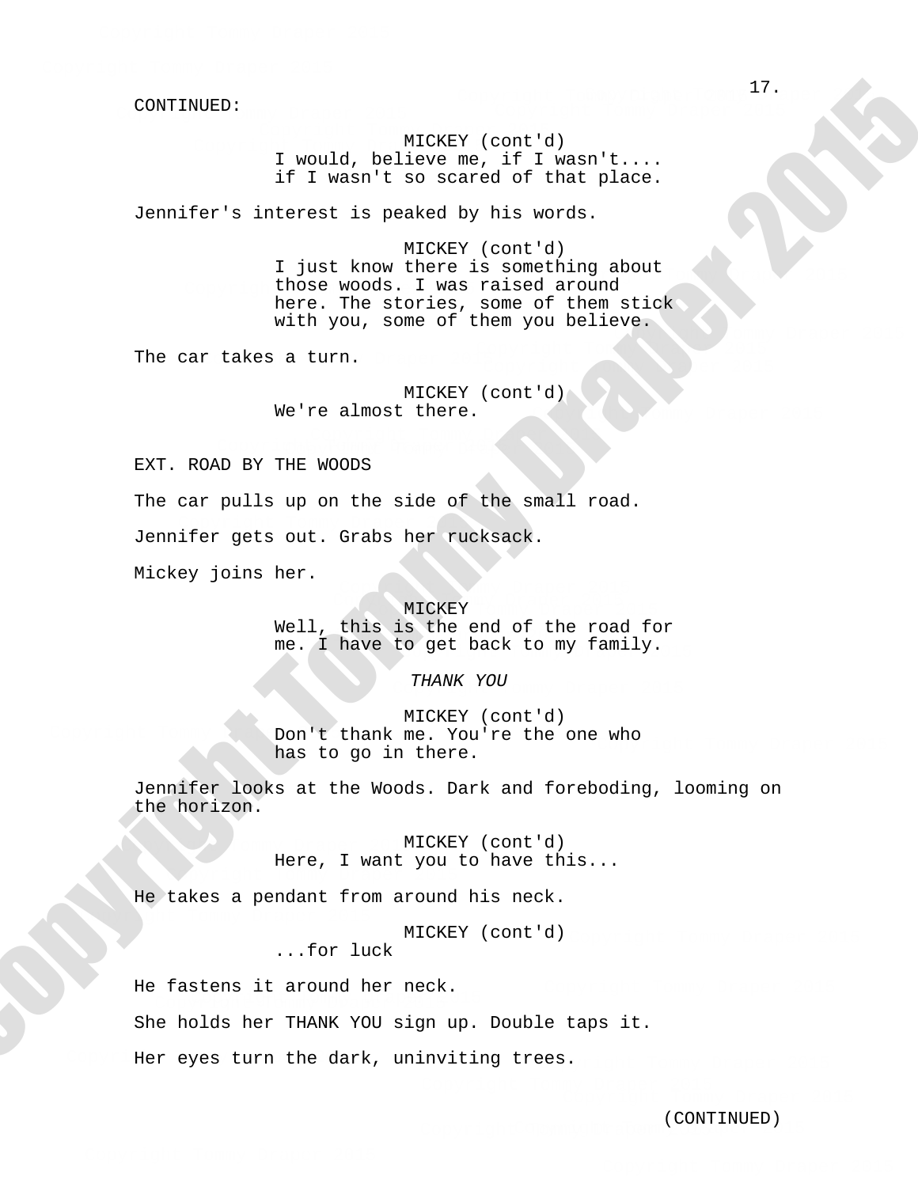CONTINUED:

MICKEY (cont'd)
I would, believe me, if I wasn't....
if I wasn't so scared of that place.

Jennifer's interest is peaked by his words.

MICKEY (cont'd)
I just know there is something about
those woods. I was raised around
here. The stories, some of them stick
with you, some of them you believe.

The car takes a turn.

MICKEY (cont'd)
We're almost there.

EXT. ROAD BY THE WOODS

The car pulls up on the side of the small road.

Jennifer gets out. Grabs her rucksack.

Mickey joins her.

MICKEY
Well, this is the end of the road for
me. I have to get back to my family.

*THANK YOU*

MICKEY (cont'd)
Don't thank me. You're the one who
has to go in there.

Jennifer looks at the Woods. Dark and foreboding, looming on
the horizon.

MICKEY (cont'd)
Here, I want you to have this...

He takes a pendant from around his neck.

MICKEY (cont'd)
...for luck

He fastens it around her neck.

She holds her THANK YOU sign up. Double taps it.

Her eyes turn the dark, uninviting trees.

(CONTINUED)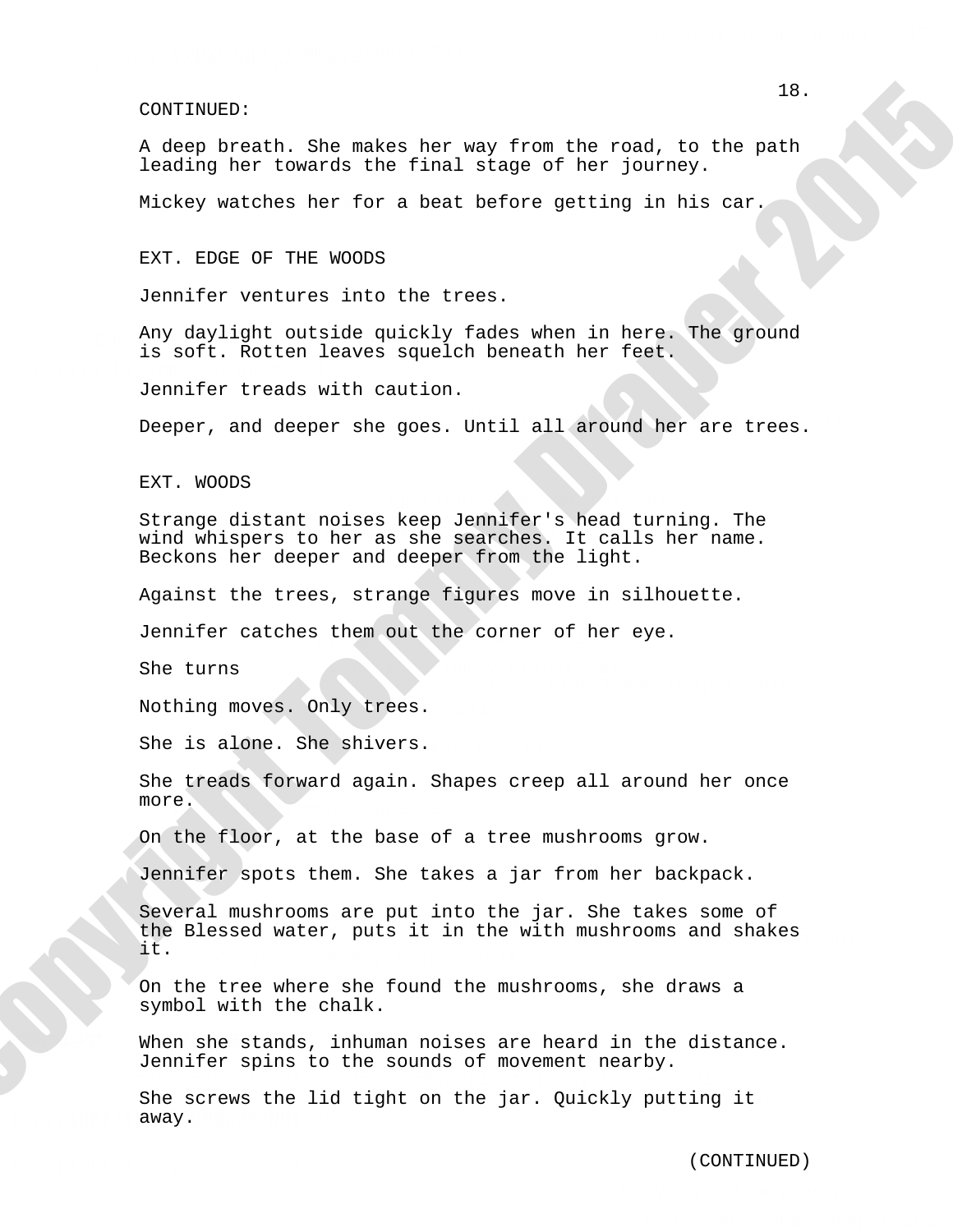CONTINUED:

A deep breath. She makes her way from the road, to the path leading her towards the final stage of her journey.

Mickey watches her for a beat before getting in his car.

EXT. EDGE OF THE WOODS

Jennifer ventures into the trees.

Any daylight outside quickly fades when in here. The ground is soft. Rotten leaves squelch beneath her feet.

Jennifer treads with caution.

Deeper, and deeper she goes. Until all around her are trees.

EXT. WOODS

Strange distant noises keep Jennifer's head turning. The wind whispers to her as she searches. It calls her name. Beckons her deeper and deeper from the light.

Against the trees, strange figures move in silhouette.

Jennifer catches them out the corner of her eye.

She turns

Nothing moves. Only trees.

She is alone. She shivers.

She treads forward again. Shapes creep all around her once more.

On the floor, at the base of a tree mushrooms grow.

Jennifer spots them. She takes a jar from her backpack.

Several mushrooms are put into the jar. She takes some of the Blessed water, puts it in the with mushrooms and shakes it.

On the tree where she found the mushrooms, she draws a symbol with the chalk.

When she stands, inhuman noises are heard in the distance. Jennifer spins to the sounds of movement nearby.

She screws the lid tight on the jar. Quickly putting it away.

(CONTINUED)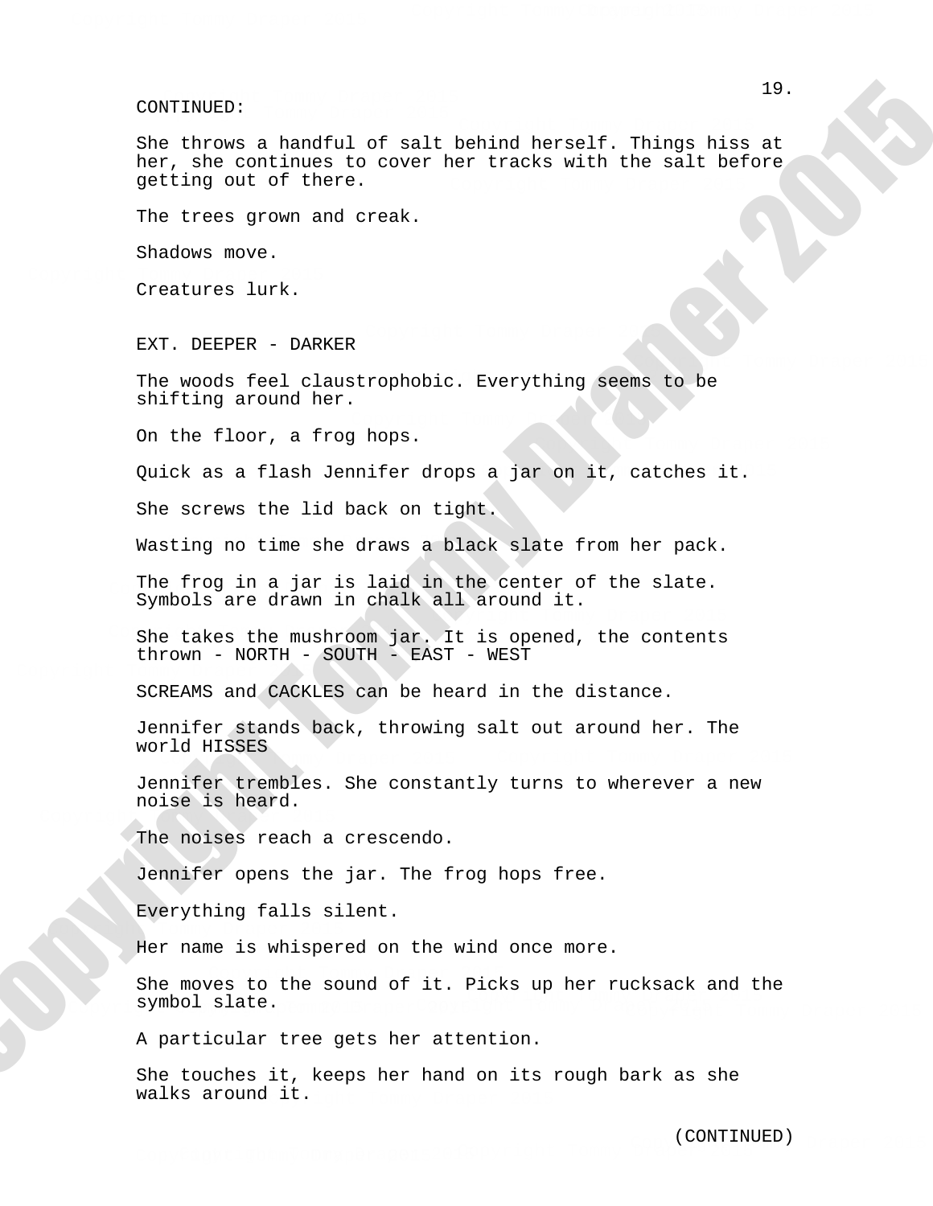CONTINUED:

She throws a handful of salt behind herself. Things hiss at her, she continues to cover her tracks with the salt before getting out of there.

The trees grown and creak.

Shadows move.

Creatures lurk.

EXT. DEEPER - DARKER

The woods feel claustrophobic. Everything seems to be shifting around her.

On the floor, a frog hops.

Quick as a flash Jennifer drops a jar on it, catches it.

She screws the lid back on tight.

Wasting no time she draws a black slate from her pack.

The frog in a jar is laid in the center of the slate. Symbols are drawn in chalk all around it.

She takes the mushroom jar. It is opened, the contents thrown - NORTH - SOUTH - EAST - WEST

SCREAMS and CACKLES can be heard in the distance.

Jennifer stands back, throwing salt out around her. The world HISSES

Jennifer trembles. She constantly turns to wherever a new noise is heard.

The noises reach a crescendo.

Jennifer opens the jar. The frog hops free.

Everything falls silent.

Her name is whispered on the wind once more.

She moves to the sound of it. Picks up her rucksack and the symbol slate.

A particular tree gets her attention.

She touches it, keeps her hand on its rough bark as she walks around it.

(CONTINUED)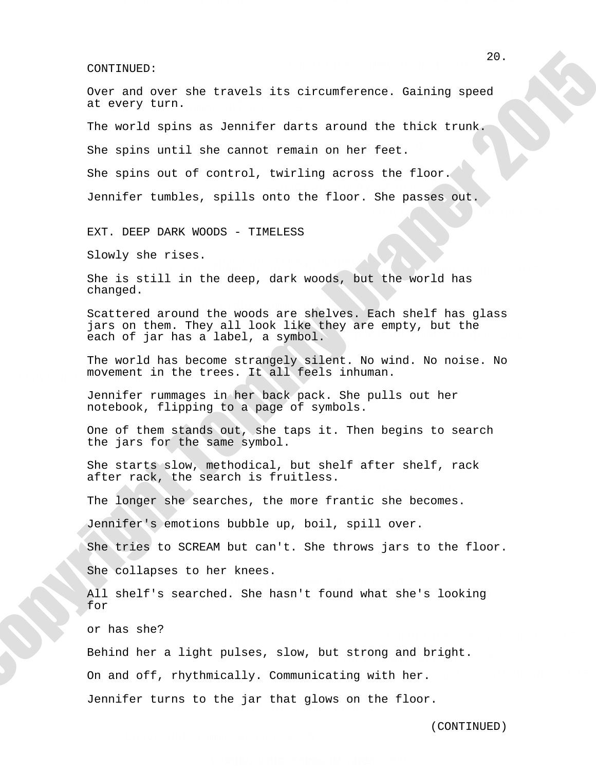CONTINUED:

Over and over she travels its circumference. Gaining speed at every turn.

The world spins as Jennifer darts around the thick trunk.

She spins until she cannot remain on her feet.

She spins out of control, twirling across the floor.

Jennifer tumbles, spills onto the floor. She passes out.

EXT. DEEP DARK WOODS - TIMELESS

Slowly she rises.

She is still in the deep, dark woods, but the world has changed.

Scattered around the woods are shelves. Each shelf has glass jars on them. They all look like they are empty, but the each of jar has a label, a symbol.

The world has become strangely silent. No wind. No noise. No movement in the trees. It all feels inhuman.

Jennifer rummages in her back pack. She pulls out her notebook, flipping to a page of symbols.

One of them stands out, she taps it. Then begins to search the jars for the same symbol.

She starts slow, methodical, but shelf after shelf, rack after rack, the search is fruitless.

The longer she searches, the more frantic she becomes.

Jennifer's emotions bubble up, boil, spill over.

She tries to SCREAM but can't. She throws jars to the floor.

She collapses to her knees.

All shelf's searched. She hasn't found what she's looking for

or has she?

Behind her a light pulses, slow, but strong and bright.

On and off, rhythmically. Communicating with her.

Jennifer turns to the jar that glows on the floor.

(CONTINUED)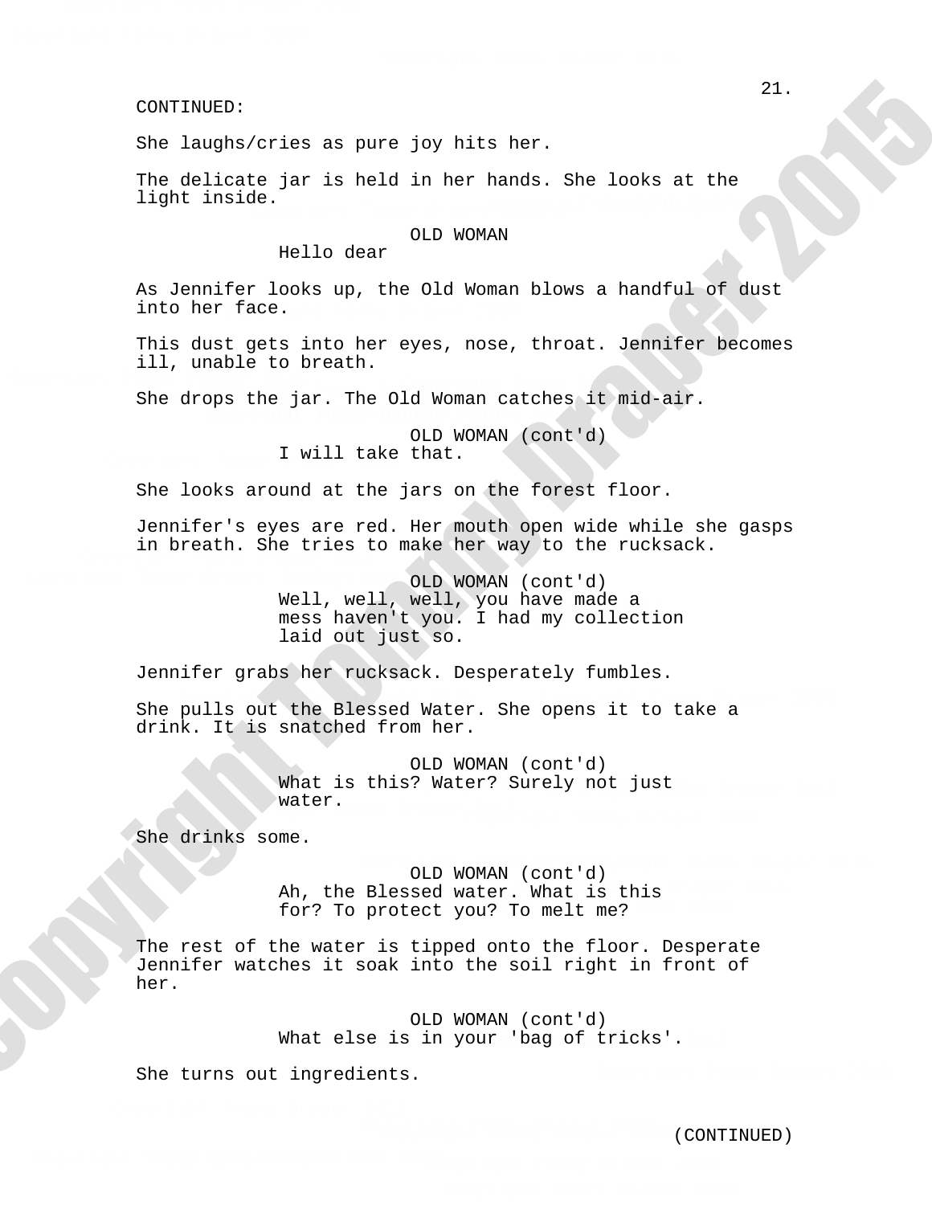CONTINUED:

She laughs/cries as pure joy hits her.

The delicate jar is held in her hands. She looks at the light inside.

OLD WOMAN
Hello dear

As Jennifer looks up, the Old Woman blows a handful of dust into her face.

This dust gets into her eyes, nose, throat. Jennifer becomes ill, unable to breath.

She drops the jar. The Old Woman catches it mid-air.

OLD WOMAN (cont'd)
I will take that.

She looks around at the jars on the forest floor.

Jennifer's eyes are red. Her mouth open wide while she gasps in breath. She tries to make her way to the rucksack.

OLD WOMAN (cont'd)
Well, well, well, you have made a mess haven't you. I had my collection laid out just so.

Jennifer grabs her rucksack. Desperately fumbles.

She pulls out the Blessed Water. She opens it to take a drink. It is snatched from her.

OLD WOMAN (cont'd)
What is this? Water? Surely not just water.

She drinks some.

OLD WOMAN (cont'd)
Ah, the Blessed water. What is this for? To protect you? To melt me?

The rest of the water is tipped onto the floor. Desperate Jennifer watches it soak into the soil right in front of her.

OLD WOMAN (cont'd)
What else is in your 'bag of tricks'.

She turns out ingredients.

(CONTINUED)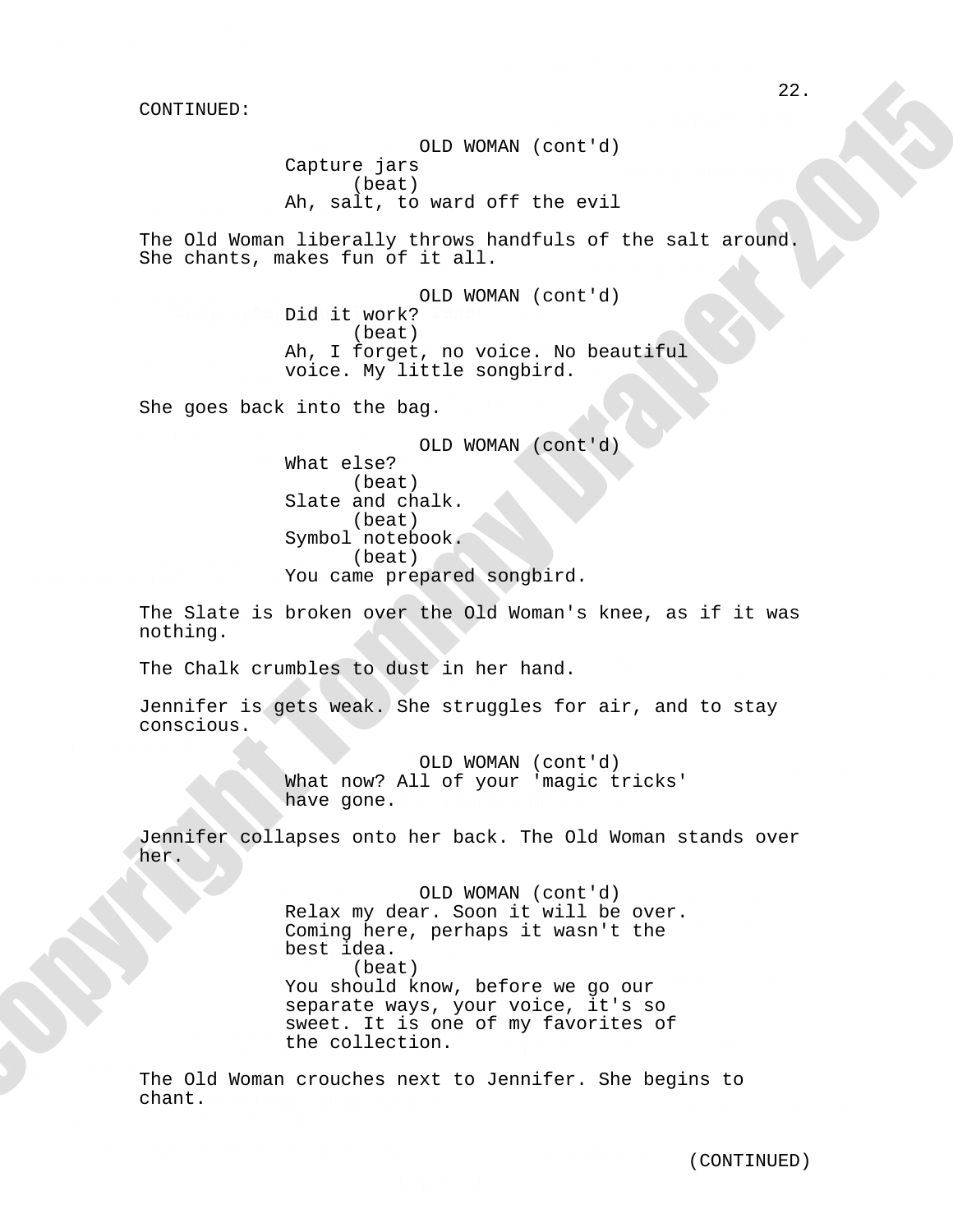CONTINUED:

OLD WOMAN (cont'd)
Capture jars
(beat)
Ah, salt, to ward off the evil

The Old Woman liberally throws handfuls of the salt around. She chants, makes fun of it all.

OLD WOMAN (cont'd)
Did it work?
(beat)
Ah, I forget, no voice. No beautiful voice. My little songbird.

She goes back into the bag.

OLD WOMAN (cont'd)
What else?
(beat)
Slate and chalk.
(beat)
Symbol notebook.
(beat)
You came prepared songbird.

The Slate is broken over the Old Woman's knee, as if it was nothing.

The Chalk crumbles to dust in her hand.

Jennifer is gets weak. She struggles for air, and to stay conscious.

OLD WOMAN (cont'd)
What now? All of your 'magic tricks' have gone.

Jennifer collapses onto her back. The Old Woman stands over her.

OLD WOMAN (cont'd)
Relax my dear. Soon it will be over. Coming here, perhaps it wasn't the best idea.
(beat)
You should know, before we go our separate ways, your voice, it's so sweet. It is one of my favorites of the collection.

The Old Woman crouches next to Jennifer. She begins to chant.

(CONTINUED)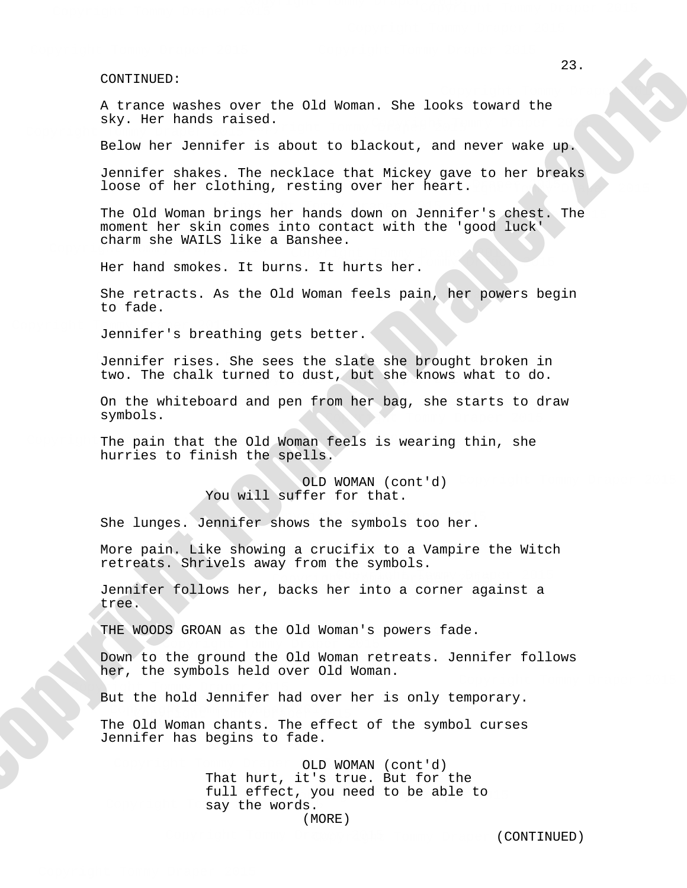CONTINUED:

A trance washes over the Old Woman. She looks toward the sky. Her hands raised.

Below her Jennifer is about to blackout, and never wake up.

Jennifer shakes. The necklace that Mickey gave to her breaks loose of her clothing, resting over her heart.

The Old Woman brings her hands down on Jennifer's chest. The moment her skin comes into contact with the 'good luck' charm she WAILS like a Banshee.

Her hand smokes. It burns. It hurts her.

She retracts. As the Old Woman feels pain, her powers begin to fade.

Jennifer's breathing gets better.

Jennifer rises. She sees the slate she brought broken in two. The chalk turned to dust, but she knows what to do.

On the whiteboard and pen from her bag, she starts to draw symbols.

The pain that the Old Woman feels is wearing thin, she hurries to finish the spells.

OLD WOMAN (cont'd)
You will suffer for that.

She lunges. Jennifer shows the symbols too her.

More pain. Like showing a crucifix to a Vampire the Witch retreats. Shrivels away from the symbols.

Jennifer follows her, backs her into a corner against a tree.

THE WOODS GROAN as the Old Woman's powers fade.

Down to the ground the Old Woman retreats. Jennifer follows her, the symbols held over Old Woman.

But the hold Jennifer had over her is only temporary.

The Old Woman chants. The effect of the symbol curses Jennifer has begins to fade.

OLD WOMAN (cont'd)
That hurt, it's true. But for the full effect, you need to be able to say the words.
(MORE)

(CONTINUED)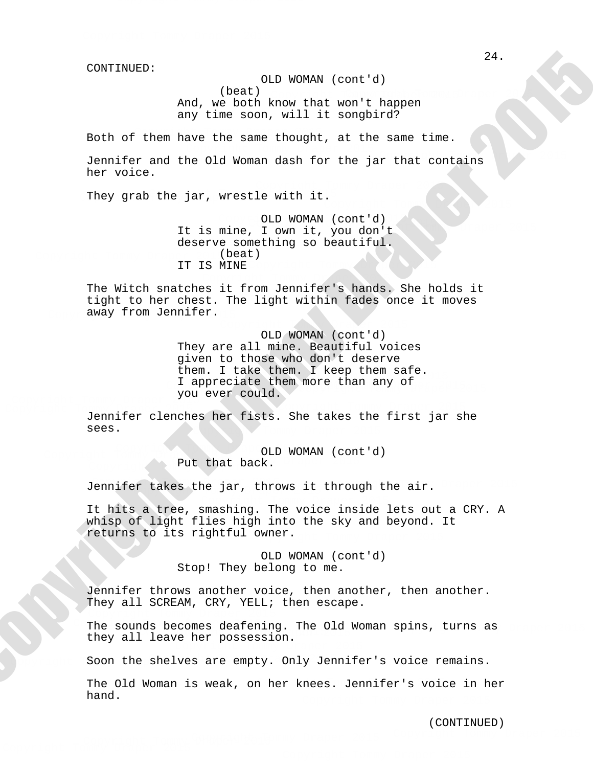CONTINUED:

OLD WOMAN (cont'd)
(beat)
And, we both know that won't happen any time soon, will it songbird?

Both of them have the same thought, at the same time.

Jennifer and the Old Woman dash for the jar that contains her voice.

They grab the jar, wrestle with it.

OLD WOMAN (cont'd)
It is mine, I own it, you don't deserve something so beautiful.
(beat)
IT IS MINE

The Witch snatches it from Jennifer's hands. She holds it tight to her chest. The light within fades once it moves away from Jennifer.

OLD WOMAN (cont'd)
They are all mine. Beautiful voices given to those who don't deserve them. I take them. I keep them safe. I appreciate them more than any of you ever could.

Jennifer clenches her fists. She takes the first jar she sees.

OLD WOMAN (cont'd)
Put that back.

Jennifer takes the jar, throws it through the air.

It hits a tree, smashing. The voice inside lets out a CRY. A whisp of light flies high into the sky and beyond. It returns to its rightful owner.

OLD WOMAN (cont'd)
Stop! They belong to me.

Jennifer throws another voice, then another, then another. They all SCREAM, CRY, YELL; then escape.

The sounds becomes deafening. The Old Woman spins, turns as they all leave her possession.

Soon the shelves are empty. Only Jennifer's voice remains.

The Old Woman is weak, on her knees. Jennifer's voice in her hand.

(CONTINUED)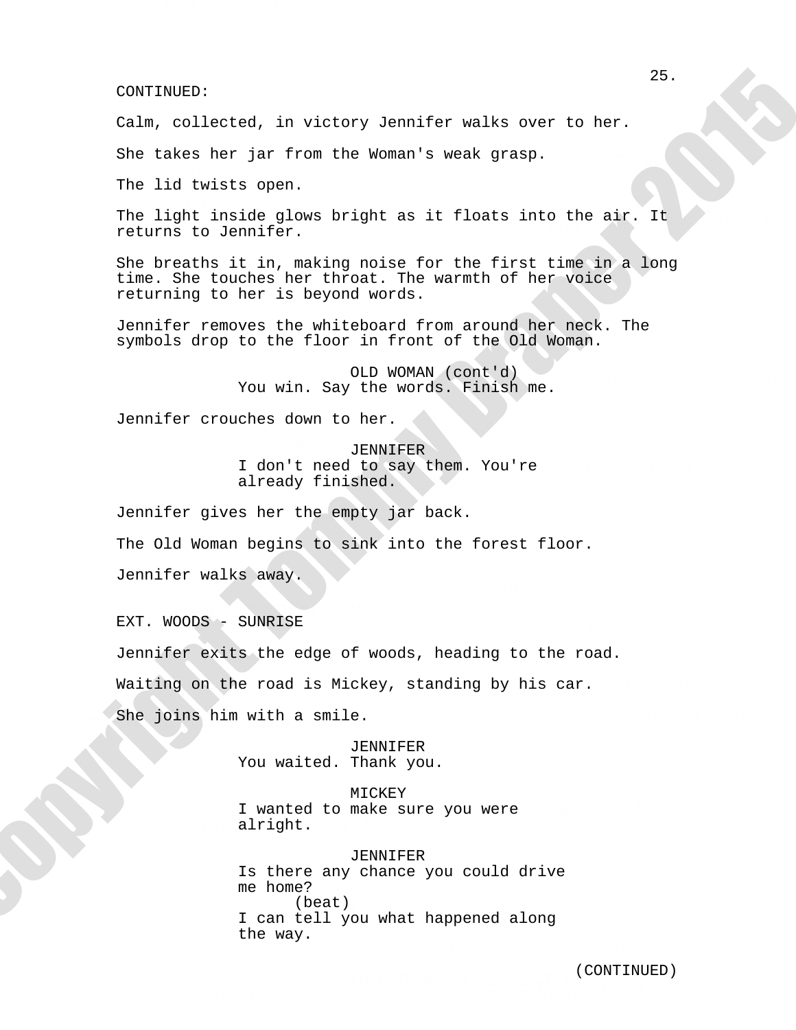CONTINUED:

Calm, collected, in victory Jennifer walks over to her.

She takes her jar from the Woman's weak grasp.

The lid twists open.

The light inside glows bright as it floats into the air. It returns to Jennifer.

She breaths it in, making noise for the first time in a long time. She touches her throat. The warmth of her voice returning to her is beyond words.

Jennifer removes the whiteboard from around her neck. The symbols drop to the floor in front of the Old Woman.

OLD WOMAN (cont'd)
You win. Say the words. Finish me.

Jennifer crouches down to her.

JENNIFER
I don't need to say them. You're already finished.

Jennifer gives her the empty jar back.

The Old Woman begins to sink into the forest floor.

Jennifer walks away.

EXT. WOODS - SUNRISE

Jennifer exits the edge of woods, heading to the road.

Waiting on the road is Mickey, standing by his car.

She joins him with a smile.

JENNIFER
You waited. Thank you.

MICKEY
I wanted to make sure you were alright.

JENNIFER
Is there any chance you could drive me home?
(beat)
I can tell you what happened along the way.

(CONTINUED)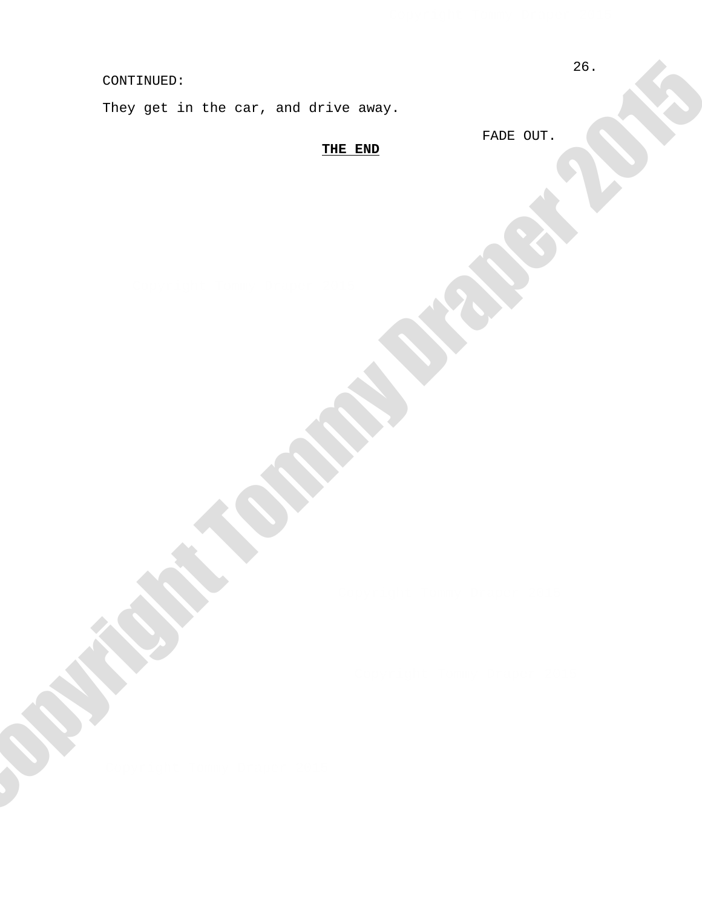CONTINUED:

They get in the car, and drive away.

FADE OUT.

**THE END**